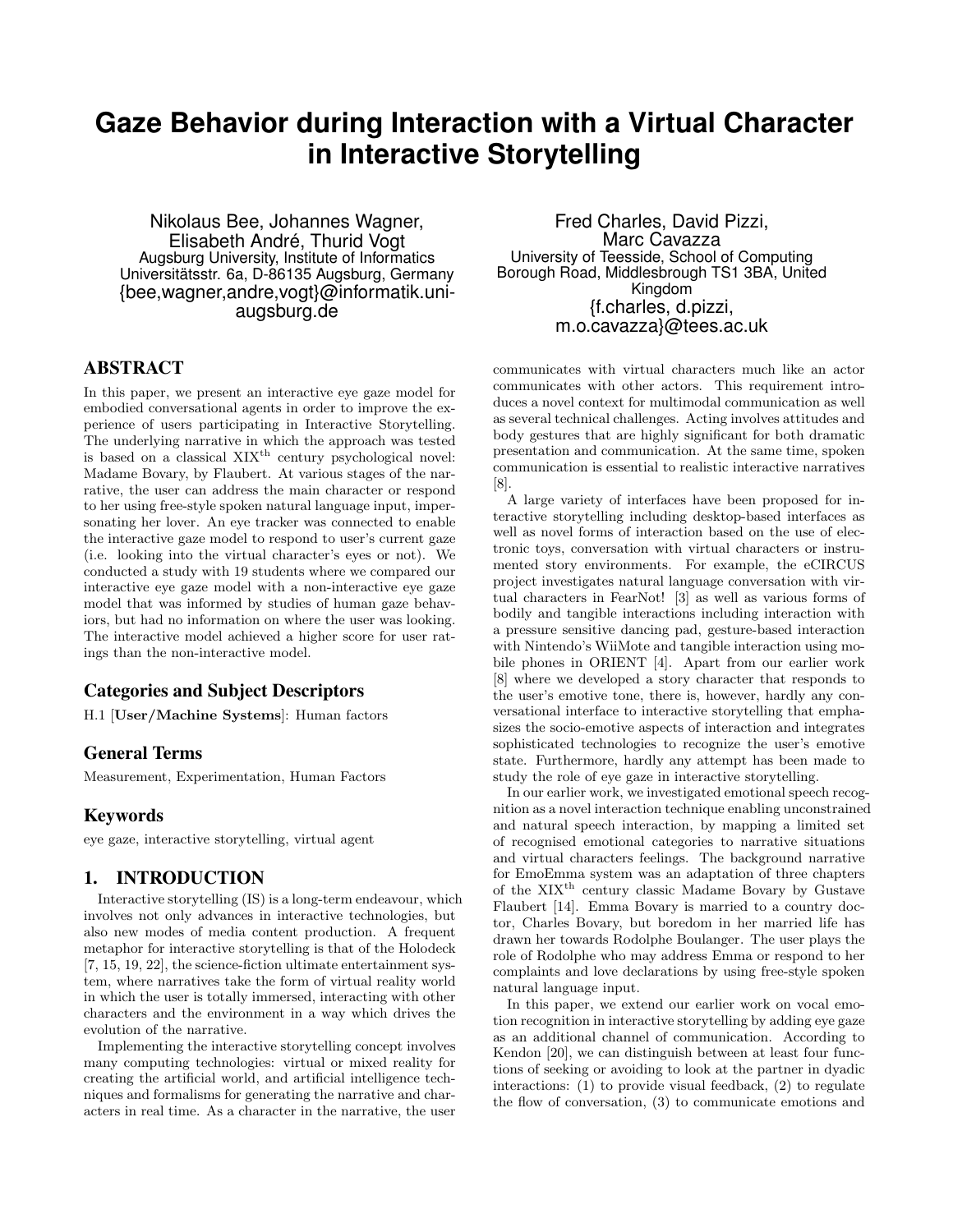# Gaze Behavior during Interaction with a Virtual Character in Interactive Storytelling

Nikolaus Bee, Johannes Wagner, Elisabeth André, Thurid Vogt
Augsburg University, Institute of Informatics
Universitätsstr. 6a, D-86135 Augsburg, Germany
{bee,wagner,andre,vogt}@informatik.uni-augsburg.de

Fred Charles, David Pizzi, Marc Cavazza
University of Teesside, School of Computing
Borough Road, Middlesbrough TS1 3BA, United Kingdom
{f.charles, d.pizzi, m.o.cavazza}@tees.ac.uk

## ABSTRACT

In this paper, we present an interactive eye gaze model for embodied conversational agents in order to improve the experience of users participating in Interactive Storytelling. The underlying narrative in which the approach was tested is based on a classical XIX$^{\text{th}}$ century psychological novel: Madame Bovary, by Flaubert. At various stages of the narrative, the user can address the main character or respond to her using free-style spoken natural language input, impersonating her lover. An eye tracker was connected to enable the interactive gaze model to respond to user's current gaze (i.e. looking into the virtual character's eyes or not). We conducted a study with 19 students where we compared our interactive eye gaze model with a non-interactive eye gaze model that was informed by studies of human gaze behaviors, but had no information on where the user was looking. The interactive model achieved a higher score for user ratings than the non-interactive model.

### Categories and Subject Descriptors

H.1 [**User/Machine Systems**]: Human factors

### General Terms

Measurement, Experimentation, Human Factors

### Keywords

eye gaze, interactive storytelling, virtual agent

## 1. INTRODUCTION

Interactive storytelling (IS) is a long-term endeavour, which involves not only advances in interactive technologies, but also new modes of media content production. A frequent metaphor for interactive storytelling is that of the Holodeck [7, 15, 19, 22], the science-fiction ultimate entertainment system, where narratives take the form of virtual reality world in which the user is totally immersed, interacting with other characters and the environment in a way which drives the evolution of the narrative.

Implementing the interactive storytelling concept involves many computing technologies: virtual or mixed reality for creating the artificial world, and artificial intelligence techniques and formalisms for generating the narrative and characters in real time. As a character in the narrative, the user communicates with virtual characters much like an actor communicates with other actors. This requirement introduces a novel context for multimodal communication as well as several technical challenges. Acting involves attitudes and body gestures that are highly significant for both dramatic presentation and communication. At the same time, spoken communication is essential to realistic interactive narratives [8].

A large variety of interfaces have been proposed for interactive storytelling including desktop-based interfaces as well as novel forms of interaction based on the use of electronic toys, conversation with virtual characters or instrumented story environments. For example, the eCIRCUS project investigates natural language conversation with virtual characters in FearNot! [3] as well as various forms of bodily and tangible interactions including interaction with a pressure sensitive dancing pad, gesture-based interaction with Nintendo's WiiMote and tangible interaction using mobile phones in ORIENT [4]. Apart from our earlier work [8] where we developed a story character that responds to the user's emotive tone, there is, however, hardly any conversational interface to interactive storytelling that emphasizes the socio-emotive aspects of interaction and integrates sophisticated technologies to recognize the user's emotive state. Furthermore, hardly any attempt has been made to study the role of eye gaze in interactive storytelling.

In our earlier work, we investigated emotional speech recognition as a novel interaction technique enabling unconstrained and natural speech interaction, by mapping a limited set of recognised emotional categories to narrative situations and virtual characters feelings. The background narrative for EmoEmma system was an adaptation of three chapters of the XIX$^{\text{th}}$ century classic Madame Bovary by Gustave Flaubert [14]. Emma Bovary is married to a country doctor, Charles Bovary, but boredom in her married life has drawn her towards Rodolphe Boulanger. The user plays the role of Rodolphe who may address Emma or respond to her complaints and love declarations by using free-style spoken natural language input.

In this paper, we extend our earlier work on vocal emotion recognition in interactive storytelling by adding eye gaze as an additional channel of communication. According to Kendon [20], we can distinguish between at least four functions of seeking or avoiding to look at the partner in dyadic interactions: (1) to provide visual feedback, (2) to regulate the flow of conversation, (3) to communicate emotions and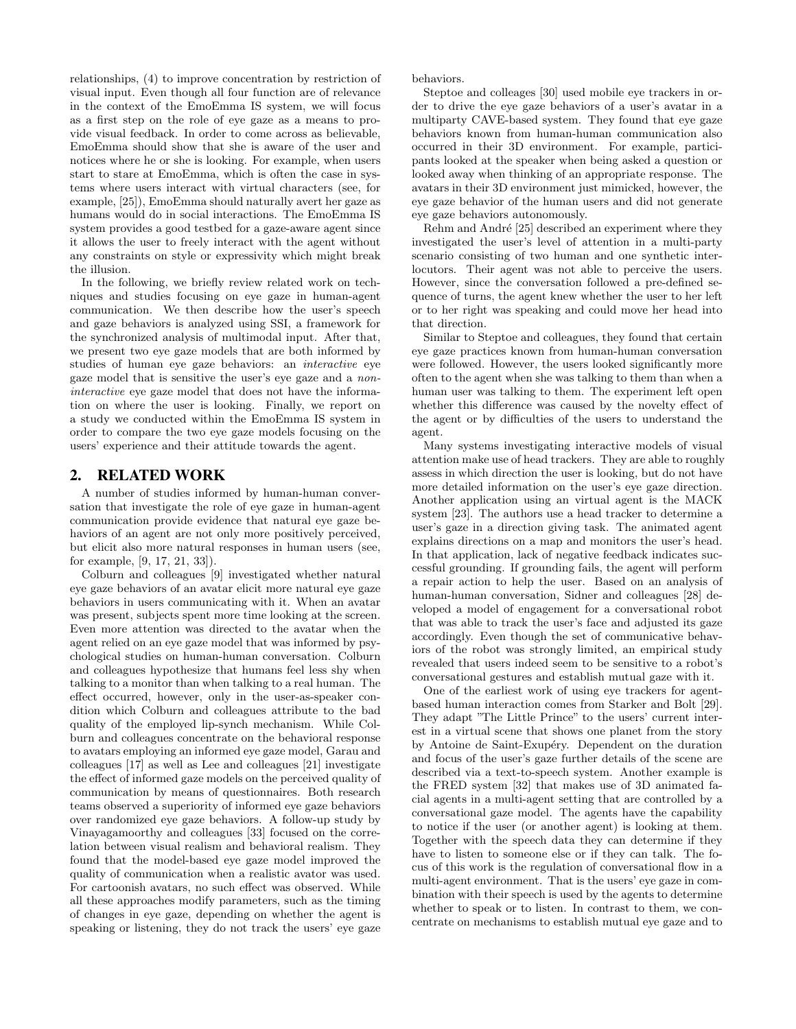relationships, (4) to improve concentration by restriction of visual input. Even though all four function are of relevance in the context of the EmoEmma IS system, we will focus as a first step on the role of eye gaze as a means to provide visual feedback. In order to come across as believable, EmoEmma should show that she is aware of the user and notices where he or she is looking. For example, when users start to stare at EmoEmma, which is often the case in systems where users interact with virtual characters (see, for example, [25]), EmoEmma should naturally avert her gaze as humans would do in social interactions. The EmoEmma IS system provides a good testbed for a gaze-aware agent since it allows the user to freely interact with the agent without any constraints on style or expressivity which might break the illusion.

In the following, we briefly review related work on techniques and studies focusing on eye gaze in human-agent communication. We then describe how the user's speech and gaze behaviors is analyzed using SSI, a framework for the synchronized analysis of multimodal input. After that, we present two eye gaze models that are both informed by studies of human eye gaze behaviors: an *interactive* eye gaze model that is sensitive the user's eye gaze and a *non-interactive* eye gaze model that does not have the information on where the user is looking. Finally, we report on a study we conducted within the EmoEmma IS system in order to compare the two eye gaze models focusing on the users' experience and their attitude towards the agent.

## 2. RELATED WORK

A number of studies informed by human-human conversation that investigate the role of eye gaze in human-agent communication provide evidence that natural eye gaze behaviors of an agent are not only more positively perceived, but elicit also more natural responses in human users (see, for example, [9, 17, 21, 33]).

Colburn and colleagues [9] investigated whether natural eye gaze behaviors of an avatar elicit more natural eye gaze behaviors in users communicating with it. When an avatar was present, subjects spent more time looking at the screen. Even more attention was directed to the avatar when the agent relied on an eye gaze model that was informed by psychological studies on human-human conversation. Colburn and colleagues hypothesize that humans feel less shy when talking to a monitor than when talking to a real human. The effect occurred, however, only in the user-as-speaker condition which Colburn and colleagues attribute to the bad quality of the employed lip-synch mechanism. While Colburn and colleagues concentrate on the behavioral response to avatars employing an informed eye gaze model, Garau and colleagues [17] as well as Lee and colleagues [21] investigate the effect of informed gaze models on the perceived quality of communication by means of questionnaires. Both research teams observed a superiority of informed eye gaze behaviors over randomized eye gaze behaviors. A follow-up study by Vinayagamoorthy and colleagues [33] focused on the correlation between visual realism and behavioral realism. They found that the model-based eye gaze model improved the quality of communication when a realistic avator was used. For cartoonish avatars, no such effect was observed. While all these approaches modify parameters, such as the timing of changes in eye gaze, depending on whether the agent is speaking or listening, they do not track the users' eye gaze behaviors.

Steptoe and colleages [30] used mobile eye trackers in order to drive the eye gaze behaviors of a user's avatar in a multiparty CAVE-based system. They found that eye gaze behaviors known from human-human communication also occurred in their 3D environment. For example, participants looked at the speaker when being asked a question or looked away when thinking of an appropriate response. The avatars in their 3D environment just mimicked, however, the eye gaze behavior of the human users and did not generate eye gaze behaviors autonomously.

Rehm and André [25] described an experiment where they investigated the user's level of attention in a multi-party scenario consisting of two human and one synthetic interlocutors. Their agent was not able to perceive the users. However, since the conversation followed a pre-defined sequence of turns, the agent knew whether the user to her left or to her right was speaking and could move her head into that direction.

Similar to Steptoe and colleagues, they found that certain eye gaze practices known from human-human conversation were followed. However, the users looked significantly more often to the agent when she was talking to them than when a human user was talking to them. The experiment left open whether this difference was caused by the novelty effect of the agent or by difficulties of the users to understand the agent.

Many systems investigating interactive models of visual attention make use of head trackers. They are able to roughly assess in which direction the user is looking, but do not have more detailed information on the user's eye gaze direction. Another application using an virtual agent is the MACK system [23]. The authors use a head tracker to determine a user's gaze in a direction giving task. The animated agent explains directions on a map and monitors the user's head. In that application, lack of negative feedback indicates successful grounding. If grounding fails, the agent will perform a repair action to help the user. Based on an analysis of human-human conversation, Sidner and colleagues [28] developed a model of engagement for a conversational robot that was able to track the user's face and adjusted its gaze accordingly. Even though the set of communicative behaviors of the robot was strongly limited, an empirical study revealed that users indeed seem to be sensitive to a robot's conversational gestures and establish mutual gaze with it.

One of the earliest work of using eye trackers for agent-based human interaction comes from Starker and Bolt [29]. They adapt "The Little Prince" to the users' current interest in a virtual scene that shows one planet from the story by Antoine de Saint-Exupéry. Dependent on the duration and focus of the user's gaze further details of the scene are described via a text-to-speech system. Another example is the FRED system [32] that makes use of 3D animated facial agents in a multi-agent setting that are controlled by a conversational gaze model. The agents have the capability to notice if the user (or another agent) is looking at them. Together with the speech data they can determine if they have to listen to someone else or if they can talk. The focus of this work is the regulation of conversational flow in a multi-agent environment. That is the users' eye gaze in combination with their speech is used by the agents to determine whether to speak or to listen. In contrast to them, we concentrate on mechanisms to establish mutual eye gaze and to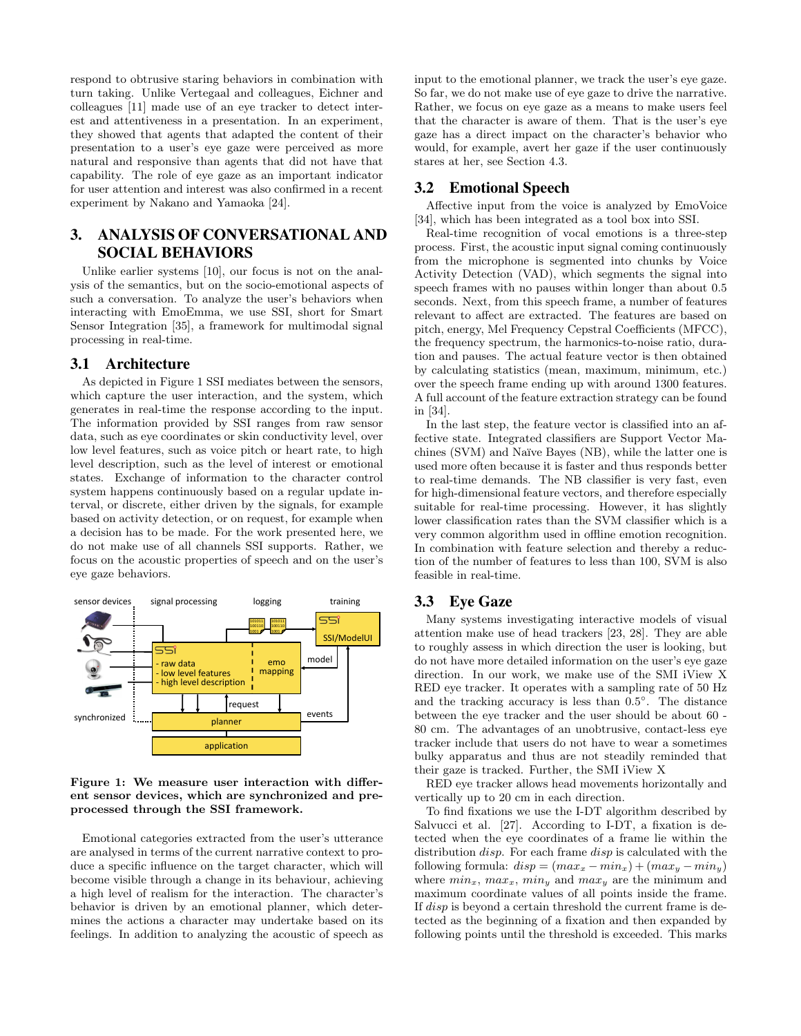respond to obtrusive staring behaviors in combination with turn taking. Unlike Vertegaal and colleagues, Eichner and colleagues [11] made use of an eye tracker to detect interest and attentiveness in a presentation. In an experiment, they showed that agents that adapted the content of their presentation to a user's eye gaze were perceived as more natural and responsive than agents that did not have that capability. The role of eye gaze as an important indicator for user attention and interest was also confirmed in a recent experiment by Nakano and Yamaoka [24].

# 3. ANALYSIS OF CONVERSATIONAL AND SOCIAL BEHAVIORS

Unlike earlier systems [10], our focus is not on the analysis of the semantics, but on the socio-emotional aspects of such a conversation. To analyze the user's behaviors when interacting with EmoEmma, we use SSI, short for Smart Sensor Integration [35], a framework for multimodal signal processing in real-time.

## 3.1 Architecture

As depicted in Figure 1 SSI mediates between the sensors, which capture the user interaction, and the system, which generates in real-time the response according to the input. The information provided by SSI ranges from raw sensor data, such as eye coordinates or skin conductivity level, over low level features, such as voice pitch or heart rate, to high level description, such as the level of interest or emotional states. Exchange of information to the character control system happens continuously based on a regular update interval, or discrete, either driven by the signals, for example based on activity detection, or on request, for example when a decision has to be made. For the work presented here, we do not make use of all channels SSI supports. Rather, we focus on the acoustic properties of speech and on the user's eye gaze behaviors.

**Figure 1: We measure user interaction with different sensor devices, which are synchronized and preprocessed through the SSI framework.**

Emotional categories extracted from the user's utterance are analysed in terms of the current narrative context to produce a specific influence on the target character, which will become visible through a change in its behaviour, achieving a high level of realism for the interaction. The character's behavior is driven by an emotional planner, which determines the actions a character may undertake based on its feelings. In addition to analyzing the acoustic of speech as input to the emotional planner, we track the user's eye gaze. So far, we do not make use of eye gaze to drive the narrative. Rather, we focus on eye gaze as a means to make users feel that the character is aware of them. That is the user's eye gaze has a direct impact on the character's behavior who would, for example, avert her gaze if the user continuously stares at her, see Section 4.3.

## 3.2 Emotional Speech

Affective input from the voice is analyzed by EmoVoice [34], which has been integrated as a tool box into SSI.

Real-time recognition of vocal emotions is a three-step process. First, the acoustic input signal coming continuously from the microphone is segmented into chunks by Voice Activity Detection (VAD), which segments the signal into speech frames with no pauses within longer than about 0.5 seconds. Next, from this speech frame, a number of features relevant to affect are extracted. The features are based on pitch, energy, Mel Frequency Cepstral Coefficients (MFCC), the frequency spectrum, the harmonics-to-noise ratio, duration and pauses. The actual feature vector is then obtained by calculating statistics (mean, maximum, minimum, etc.) over the speech frame ending up with around 1300 features. A full account of the feature extraction strategy can be found in [34].

In the last step, the feature vector is classified into an affective state. Integrated classifiers are Support Vector Machines (SVM) and Naïve Bayes (NB), while the latter one is used more often because it is faster and thus responds better to real-time demands. The NB classifier is very fast, even for high-dimensional feature vectors, and therefore especially suitable for real-time processing. However, it has slightly lower classification rates than the SVM classifier which is a very common algorithm used in offline emotion recognition. In combination with feature selection and thereby a reduction of the number of features to less than 100, SVM is also feasible in real-time.

## 3.3 Eye Gaze

Many systems investigating interactive models of visual attention make use of head trackers [23, 28]. They are able to roughly assess in which direction the user is looking, but do not have more detailed information on the user's eye gaze direction. In our work, we make use of the SMI iView X RED eye tracker. It operates with a sampling rate of 50 Hz and the tracking accuracy is less than 0.5°. The distance between the eye tracker and the user should be about 60 - 80 cm. The advantages of an unobtrusive, contact-less eye tracker include that users do not have to wear a sometimes bulky apparatus and thus are not steadily reminded that their gaze is tracked. Further, the SMI iView X

RED eye tracker allows head movements horizontally and vertically up to 20 cm in each direction.

To find fixations we use the I-DT algorithm described by Salvucci et al. [27]. According to I-DT, a fixation is detected when the eye coordinates of a frame lie within the distribution *disp*. For each frame *disp* is calculated with the following formula: $disp = (max_x - min_x) + (max_y - min_y)$ where $min_x$, $max_x$, $min_y$ and $max_y$ are the minimum and maximum coordinate values of all points inside the frame. If *disp* is beyond a certain threshold the current frame is detected as the beginning of a fixation and then expanded by following points until the threshold is exceeded. This marks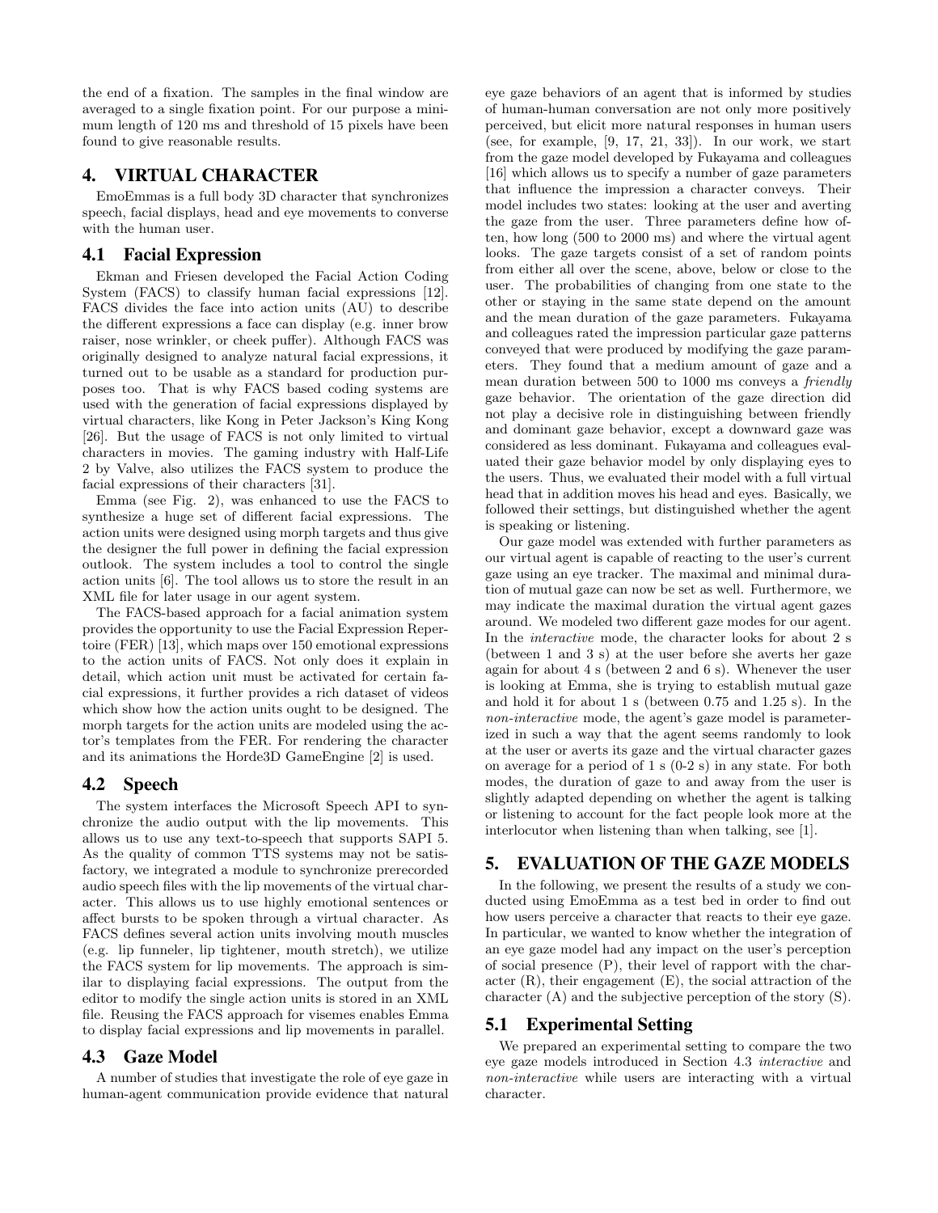the end of a fixation. The samples in the final window are averaged to a single fixation point. For our purpose a minimum length of 120 ms and threshold of 15 pixels have been found to give reasonable results.

## 4. VIRTUAL CHARACTER

EmoEmmas is a full body 3D character that synchronizes speech, facial displays, head and eye movements to converse with the human user.

### 4.1 Facial Expression

Ekman and Friesen developed the Facial Action Coding System (FACS) to classify human facial expressions [12]. FACS divides the face into action units (AU) to describe the different expressions a face can display (e.g. inner brow raiser, nose wrinkler, or cheek puffer). Although FACS was originally designed to analyze natural facial expressions, it turned out to be usable as a standard for production purposes too. That is why FACS based coding systems are used with the generation of facial expressions displayed by virtual characters, like Kong in Peter Jackson's King Kong [26]. But the usage of FACS is not only limited to virtual characters in movies. The gaming industry with Half-Life 2 by Valve, also utilizes the FACS system to produce the facial expressions of their characters [31].

Emma (see Fig. 2), was enhanced to use the FACS to synthesize a huge set of different facial expressions. The action units were designed using morph targets and thus give the designer the full power in defining the facial expression outlook. The system includes a tool to control the single action units [6]. The tool allows us to store the result in an XML file for later usage in our agent system.

The FACS-based approach for a facial animation system provides the opportunity to use the Facial Expression Repertoire (FER) [13], which maps over 150 emotional expressions to the action units of FACS. Not only does it explain in detail, which action unit must be activated for certain facial expressions, it further provides a rich dataset of videos which show how the action units ought to be designed. The morph targets for the action units are modeled using the actor's templates from the FER. For rendering the character and its animations the Horde3D GameEngine [2] is used.

### 4.2 Speech

The system interfaces the Microsoft Speech API to synchronize the audio output with the lip movements. This allows us to use any text-to-speech that supports SAPI 5. As the quality of common TTS systems may not be satisfactory, we integrated a module to synchronize prerecorded audio speech files with the lip movements of the virtual character. This allows us to use highly emotional sentences or affect bursts to be spoken through a virtual character. As FACS defines several action units involving mouth muscles (e.g. lip funneler, lip tightener, mouth stretch), we utilize the FACS system for lip movements. The approach is similar to displaying facial expressions. The output from the editor to modify the single action units is stored in an XML file. Reusing the FACS approach for visemes enables Emma to display facial expressions and lip movements in parallel.

### 4.3 Gaze Model

A number of studies that investigate the role of eye gaze in human-agent communication provide evidence that natural eye gaze behaviors of an agent that is informed by studies of human-human conversation are not only more positively perceived, but elicit more natural responses in human users (see, for example, [9, 17, 21, 33]). In our work, we start from the gaze model developed by Fukayama and colleagues [16] which allows us to specify a number of gaze parameters that influence the impression a character conveys. Their model includes two states: looking at the user and averting the gaze from the user. Three parameters define how often, how long (500 to 2000 ms) and where the virtual agent looks. The gaze targets consist of a set of random points from either all over the scene, above, below or close to the user. The probabilities of changing from one state to the other or staying in the same state depend on the amount and the mean duration of the gaze parameters. Fukayama and colleagues rated the impression particular gaze patterns conveyed that were produced by modifying the gaze parameters. They found that a medium amount of gaze and a mean duration between 500 to 1000 ms conveys a *friendly* gaze behavior. The orientation of the gaze direction did not play a decisive role in distinguishing between friendly and dominant gaze behavior, except a downward gaze was considered as less dominant. Fukayama and colleagues evaluated their gaze behavior model by only displaying eyes to the users. Thus, we evaluated their model with a full virtual head that in addition moves his head and eyes. Basically, we followed their settings, but distinguished whether the agent is speaking or listening.

Our gaze model was extended with further parameters as our virtual agent is capable of reacting to the user's current gaze using an eye tracker. The maximal and minimal duration of mutual gaze can now be set as well. Furthermore, we may indicate the maximal duration the virtual agent gazes around. We modeled two different gaze modes for our agent. In the *interactive* mode, the character looks for about 2 s (between 1 and 3 s) at the user before she averts her gaze again for about 4 s (between 2 and 6 s). Whenever the user is looking at Emma, she is trying to establish mutual gaze and hold it for about 1 s (between 0.75 and 1.25 s). In the *non-interactive* mode, the agent's gaze model is parameterized in such a way that the agent seems randomly to look at the user or averts its gaze and the virtual character gazes on average for a period of 1 s (0-2 s) in any state. For both modes, the duration of gaze to and away from the user is slightly adapted depending on whether the agent is talking or listening to account for the fact people look more at the interlocutor when listening than when talking, see [1].

## 5. EVALUATION OF THE GAZE MODELS

In the following, we present the results of a study we conducted using EmoEmma as a test bed in order to find out how users perceive a character that reacts to their eye gaze. In particular, we wanted to know whether the integration of an eye gaze model had any impact on the user's perception of social presence (P), their level of rapport with the character (R), their engagement (E), the social attraction of the character (A) and the subjective perception of the story (S).

### 5.1 Experimental Setting

We prepared an experimental setting to compare the two eye gaze models introduced in Section 4.3 *interactive* and *non-interactive* while users are interacting with a virtual character.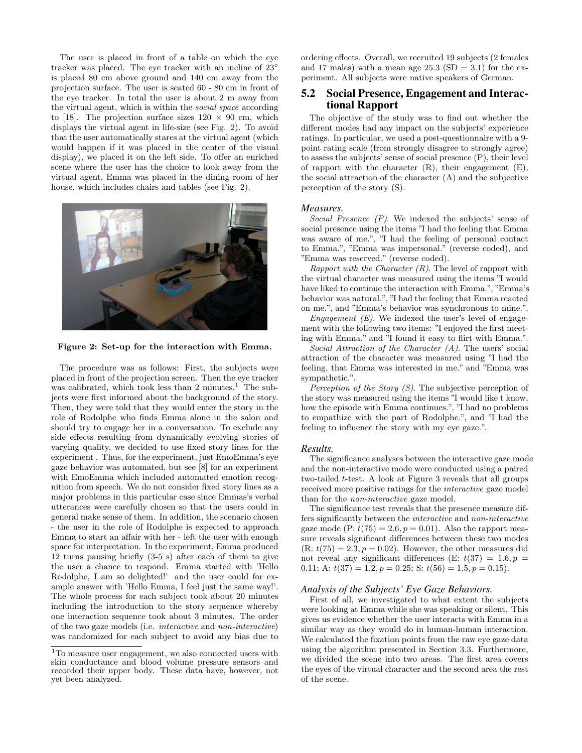The user is placed in front of a table on which the eye tracker was placed. The eye tracker with an incline of 23° is placed 80 cm above ground and 140 cm away from the projection surface. The user is seated 60 - 80 cm in front of the eye tracker. In total the user is about 2 m away from the virtual agent, which is within the *social space* according to [18]. The projection surface sizes 120 × 90 cm, which displays the virtual agent in life-size (see Fig. 2). To avoid that the user automatically stares at the virtual agent (which would happen if it was placed in the center of the visual display), we placed it on the left side. To offer an enriched scene where the user has the choice to look away from the virtual agent, Emma was placed in the dining room of her house, which includes chairs and tables (see Fig. 2).

**Figure 2: Set-up for the interaction with Emma.**

The procedure was as follows: First, the subjects were placed in front of the projection screen. Then the eye tracker was calibrated, which took less than 2 minutes.[1] The subjects were first informed about the background of the story. Then, they were told that they would enter the story in the role of Rodolphe who finds Emma alone in the salon and should try to engage her in a conversation. To exclude any side effects resulting from dynamically evolving stories of varying quality, we decided to use fixed story lines for the experiment . Thus, for the experiment, just EmoEmma's eye gaze behavior was automated, but see [8] for an experiment with EmoEmma which included automated emotion recognition from speech. We do not consider fixed story lines as a major problems in this particular case since Emmas's verbal utterances were carefully chosen so that the users could in general make sense of them. In addition, the scenario chosen - the user in the role of Rodolphe is expected to approach Emma to start an affair with her - left the user with enough space for interpretation. In the experiment, Emma produced 12 turns pausing briefly (3-5 s) after each of them to give the user a chance to respond. Emma started with 'Hello Rodolphe, I am so delighted!' and the user could for example answer with 'Hello Emma, I feel just the same way!'. The whole process for each subject took about 20 minutes including the introduction to the story sequence whereby one interaction sequence took about 3 minutes. The order of the two gaze models (i.e. *interactive* and *non-interactive*) was randomized for each subject to avoid any bias due to ordering effects. Overall, we recruited 19 subjects (2 females and 17 males) with a mean age 25.3 (SD = 3.1) for the experiment. All subjects were native speakers of German.

[1] To measure user engagement, we also connected users with skin conductance and blood volume pressure sensors and recorded their upper body. These data have, however, not yet been analyzed.

## 5.2 Social Presence, Engagement and Interactional Rapport

The objective of the study was to find out whether the different modes had any impact on the subjects' experience ratings. In particular, we used a post-questionnaire with a 9-point rating scale (from strongly disagree to strongly agree) to assess the subjects' sense of social presence (P), their level of rapport with the character (R), their engagement (E), the social attraction of the character (A) and the subjective perception of the story (S).

### *Measures.*

*Social Presence (P).* We indexed the subjects' sense of social presence using the items "I had the feeling that Emma was aware of me.", "I had the feeling of personal contact to Emma.", "Emma was impersonal." (reverse coded), and "Emma was reserved." (reverse coded).

*Rapport with the Character (R).* The level of rapport with the virtual character was measured using the items "I would have liked to continue the interaction with Emma.", "Emma's behavior was natural.", "I had the feeling that Emma reacted on me.", and "Emma's behavior was synchronous to mine.".

*Engagement (E).* We indexed the user's level of engagement with the following two items: "I enjoyed the first meeting with Emma." and "I found it easy to flirt with Emma.".

*Social Attraction of the Character (A).* The users' social attraction of the character was measured using "I had the feeling, that Emma was interested in me." and "Emma was sympathetic.".

*Perception of the Story (S).* The subjective perception of the story was measured using the items "I would like t know, how the episode with Emma continues.", "I had no problems to empathize with the part of Rodolphe.", and "I had the feeling to influence the story with my eye gaze.".

### *Results.*

The significance analyses between the interactive gaze mode and the non-interactive mode were conducted using a paired two-tailed $t$-test. A look at Figure 3 reveals that all groups received more positive ratings for the *interactive* gaze model than for the *non-interactive* gaze model.

The significance test reveals that the presence measure differs significantly between the *interactive* and *non-interactive* gaze mode (P: $t(75) = 2.6, p = 0.01$). Also the rapport measure reveals significant differences between these two modes (R: $t(75) = 2.3, p = 0.02$). However, the other measures did not reveal any significant differences (E: $t(37) = 1.6, p = 0.11$; A: $t(37) = 1.2, p = 0.25$; S: $t(56) = 1.5, p = 0.15$).

### *Analysis of the Subjects' Eye Gaze Behaviors.*

First of all, we investigated to what extent the subjects were looking at Emma while she was speaking or silent. This gives us evidence whether the user interacts with Emma in a similar way as they would do in human-human interaction. We calculated the fixation points from the raw eye gaze data using the algorithm presented in Section 3.3. Furthermore, we divided the scene into two areas. The first area covers the eyes of the virtual character and the second area the rest of the scene.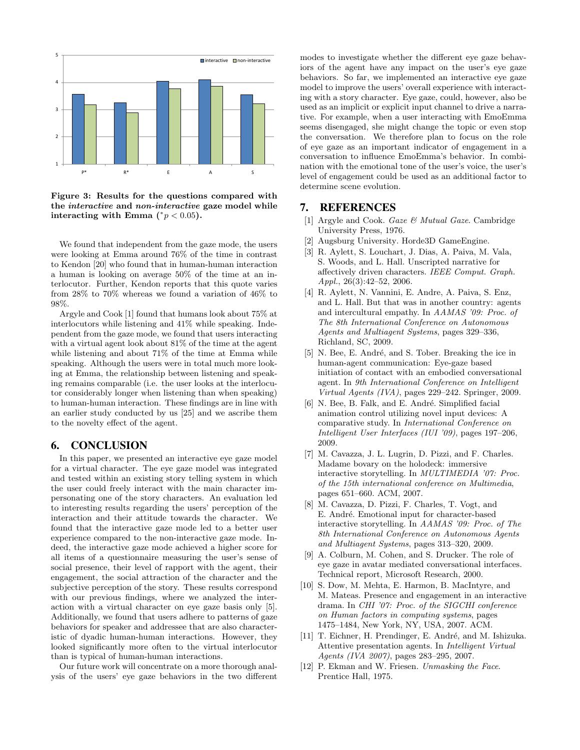Figure 3: Results for the questions compared with the *interactive* and *non-interactive* gaze model while interacting with Emma ($^{*}p < 0.05$).

We found that independent from the gaze mode, the users were looking at Emma around 76% of the time in contrast to Kendon [20] who found that in human-human interaction a human is looking on average 50% of the time at an interlocutor. Further, Kendon reports that this quote varies from 28% to 70% whereas we found a variation of 46% to 98%.

Argyle and Cook [1] found that humans look about 75% at interlocutors while listening and 41% while speaking. Independent from the gaze mode, we found that users interacting with a virtual agent look about 81% of the time at the agent while listening and about 71% of the time at Emma while speaking. Although the users were in total much more looking at Emma, the relationship between listening and speaking remains comparable (i.e. the user looks at the interlocutor considerably longer when listening than when speaking) to human-human interaction. These findings are in line with an earlier study conducted by us [25] and we ascribe them to the novelty effect of the agent.

## 6. CONCLUSION

In this paper, we presented an interactive eye gaze model for a virtual character. The eye gaze model was integrated and tested within an existing story telling system in which the user could freely interact with the main character impersonating one of the story characters. An evaluation led to interesting results regarding the users' perception of the interaction and their attitude towards the character. We found that the interactive gaze mode led to a better user experience compared to the non-interactive gaze mode. Indeed, the interactive gaze mode achieved a higher score for all items of a questionnaire measuring the user's sense of social presence, their level of rapport with the agent, their engagement, the social attraction of the character and the subjective perception of the story. These results correspond with our previous findings, where we analyzed the interaction with a virtual character on eye gaze basis only [5]. Additionally, we found that users adhere to patterns of gaze behaviors for speaker and addressee that are also characteristic of dyadic human-human interactions. However, they looked significantly more often to the virtual interlocutor than is typical of human-human interactions.

Our future work will concentrate on a more thorough analysis of the users' eye gaze behaviors in the two different modes to investigate whether the different eye gaze behaviors of the agent have any impact on the user's eye gaze behaviors. So far, we implemented an interactive eye gaze model to improve the users' overall experience with interacting with a story character. Eye gaze, could, however, also be used as an implicit or explicit input channel to drive a narrative. For example, when a user interacting with EmoEmma seems disengaged, she might change the topic or even stop the conversation. We therefore plan to focus on the role of eye gaze as an important indicator of engagement in a conversation to influence EmoEmma's behavior. In combination with the emotional tone of the user's voice, the user's level of engagement could be used as an additional factor to determine scene evolution.

## 7. REFERENCES

[1] Argyle and Cook. *Gaze & Mutual Gaze*. Cambridge University Press, 1976.

[2] Augsburg University. Horde3D GameEngine.

[3] R. Aylett, S. Louchart, J. Dias, A. Paiva, M. Vala, S. Woods, and L. Hall. Unscripted narrative for affectively driven characters. *IEEE Comput. Graph. Appl.*, 26(3):42–52, 2006.

[4] R. Aylett, N. Vannini, E. Andre, A. Paiva, S. Enz, and L. Hall. But that was in another country: agents and intercultural empathy. In *AAMAS '09: Proc. of The 8th International Conference on Autonomous Agents and Multiagent Systems*, pages 329–336, Richland, SC, 2009.

[5] N. Bee, E. André, and S. Tober. Breaking the ice in human-agent communication: Eye-gaze based initiation of contact with an embodied conversational agent. In *9th International Conference on Intelligent Virtual Agents (IVA)*, pages 229–242. Springer, 2009.

[6] N. Bee, B. Falk, and E. André. Simplified facial animation control utilizing novel input devices: A comparative study. In *International Conference on Intelligent User Interfaces (IUI '09)*, pages 197–206, 2009.

[7] M. Cavazza, J. L. Lugrin, D. Pizzi, and F. Charles. Madame bovary on the holodeck: immersive interactive storytelling. In *MULTIMEDIA '07: Proc. of the 15th international conference on Multimedia*, pages 651–660. ACM, 2007.

[8] M. Cavazza, D. Pizzi, F. Charles, T. Vogt, and E. André. Emotional input for character-based interactive storytelling. In *AAMAS '09: Proc. of The 8th International Conference on Autonomous Agents and Multiagent Systems*, pages 313–320, 2009.

[9] A. Colburn, M. Cohen, and S. Drucker. The role of eye gaze in avatar mediated conversational interfaces. Technical report, Microsoft Research, 2000.

[10] S. Dow, M. Mehta, E. Harmon, B. MacIntyre, and M. Mateas. Presence and engagement in an interactive drama. In *CHI '07: Proc. of the SIGCHI conference on Human factors in computing systems*, pages 1475–1484, New York, NY, USA, 2007. ACM.

[11] T. Eichner, H. Prendinger, E. André, and M. Ishizuka. Attentive presentation agents. In *Intelligent Virtual Agents (IVA 2007)*, pages 283–295, 2007.

[12] P. Ekman and W. Friesen. *Unmasking the Face*. Prentice Hall, 1975.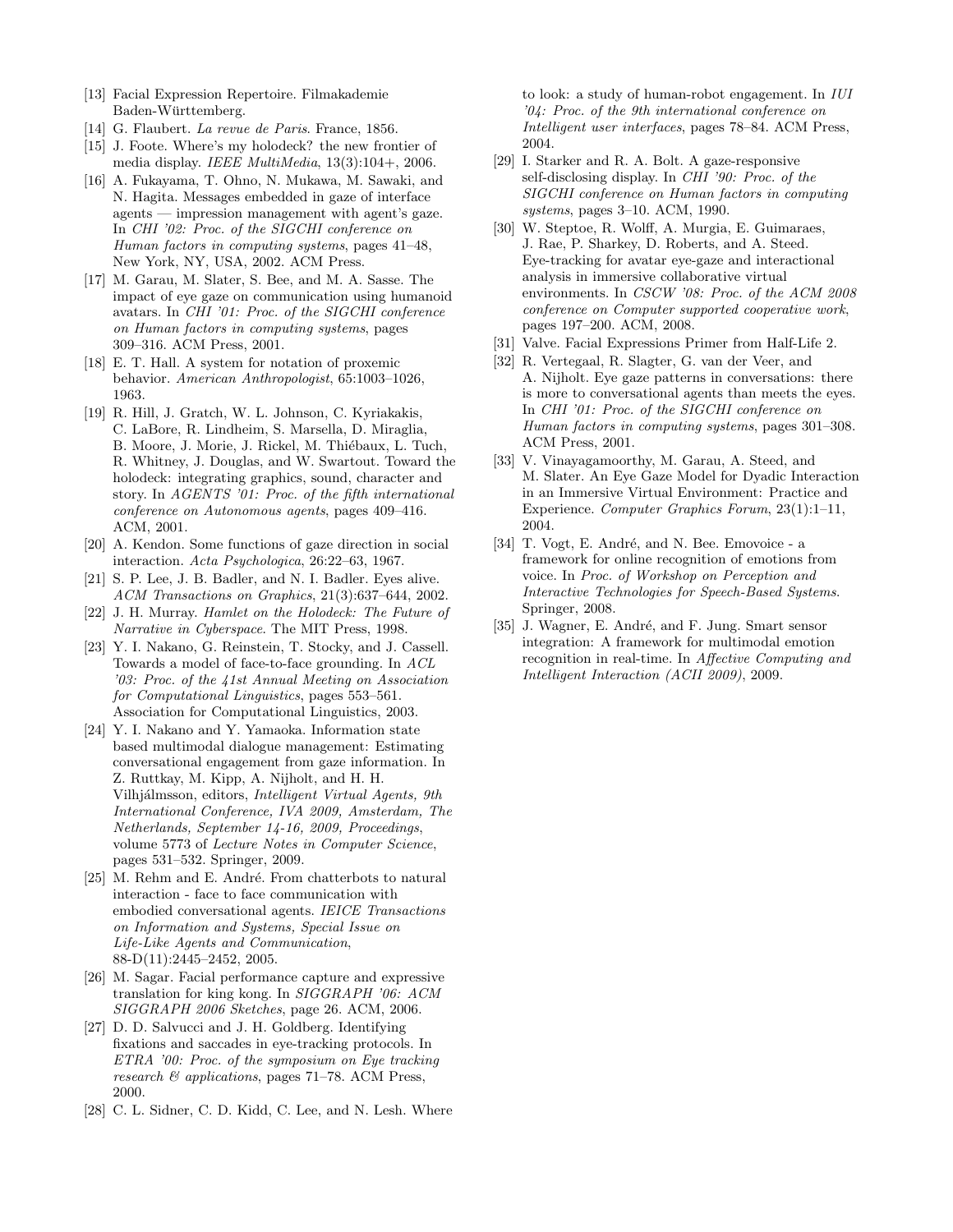[13] Facial Expression Repertoire. Filmakademie Baden-Württemberg.

[14] G. Flaubert. *La revue de Paris*. France, 1856.

[15] J. Foote. Where's my holodeck? the new frontier of media display. *IEEE MultiMedia*, 13(3):104+, 2006.

[16] A. Fukayama, T. Ohno, N. Mukawa, M. Sawaki, and N. Hagita. Messages embedded in gaze of interface agents — impression management with agent's gaze. In *CHI '02: Proc. of the SIGCHI conference on Human factors in computing systems*, pages 41–48, New York, NY, USA, 2002. ACM Press.

[17] M. Garau, M. Slater, S. Bee, and M. A. Sasse. The impact of eye gaze on communication using humanoid avatars. In *CHI '01: Proc. of the SIGCHI conference on Human factors in computing systems*, pages 309–316. ACM Press, 2001.

[18] E. T. Hall. A system for notation of proxemic behavior. *American Anthropologist*, 65:1003–1026, 1963.

[19] R. Hill, J. Gratch, W. L. Johnson, C. Kyriakakis, C. LaBore, R. Lindheim, S. Marsella, D. Miraglia, B. Moore, J. Morie, J. Rickel, M. Thiébaux, L. Tuch, R. Whitney, J. Douglas, and W. Swartout. Toward the holodeck: integrating graphics, sound, character and story. In *AGENTS '01: Proc. of the fifth international conference on Autonomous agents*, pages 409–416. ACM, 2001.

[20] A. Kendon. Some functions of gaze direction in social interaction. *Acta Psychologica*, 26:22–63, 1967.

[21] S. P. Lee, J. B. Badler, and N. I. Badler. Eyes alive. *ACM Transactions on Graphics*, 21(3):637–644, 2002.

[22] J. H. Murray. *Hamlet on the Holodeck: The Future of Narrative in Cyberspace*. The MIT Press, 1998.

[23] Y. I. Nakano, G. Reinstein, T. Stocky, and J. Cassell. Towards a model of face-to-face grounding. In *ACL '03: Proc. of the 41st Annual Meeting on Association for Computational Linguistics*, pages 553–561. Association for Computational Linguistics, 2003.

[24] Y. I. Nakano and Y. Yamaoka. Information state based multimodal dialogue management: Estimating conversational engagement from gaze information. In Z. Ruttkay, M. Kipp, A. Nijholt, and H. H. Vilhjálmsson, editors, *Intelligent Virtual Agents, 9th International Conference, IVA 2009, Amsterdam, The Netherlands, September 14-16, 2009, Proceedings*, volume 5773 of *Lecture Notes in Computer Science*, pages 531–532. Springer, 2009.

[25] M. Rehm and E. André. From chatterbots to natural interaction - face to face communication with embodied conversational agents. *IEICE Transactions on Information and Systems, Special Issue on Life-Like Agents and Communication*, 88-D(11):2445–2452, 2005.

[26] M. Sagar. Facial performance capture and expressive translation for king kong. In *SIGGRAPH '06: ACM SIGGRAPH 2006 Sketches*, page 26. ACM, 2006.

[27] D. D. Salvucci and J. H. Goldberg. Identifying fixations and saccades in eye-tracking protocols. In *ETRA '00: Proc. of the symposium on Eye tracking research & applications*, pages 71–78. ACM Press, 2000.

[28] C. L. Sidner, C. D. Kidd, C. Lee, and N. Lesh. Where to look: a study of human-robot engagement. In *IUI '04: Proc. of the 9th international conference on Intelligent user interfaces*, pages 78–84. ACM Press, 2004.

[29] I. Starker and R. A. Bolt. A gaze-responsive self-disclosing display. In *CHI '90: Proc. of the SIGCHI conference on Human factors in computing systems*, pages 3–10. ACM, 1990.

[30] W. Steptoe, R. Wolff, A. Murgia, E. Guimaraes, J. Rae, P. Sharkey, D. Roberts, and A. Steed. Eye-tracking for avatar eye-gaze and interactional analysis in immersive collaborative virtual environments. In *CSCW '08: Proc. of the ACM 2008 conference on Computer supported cooperative work*, pages 197–200. ACM, 2008.

[31] Valve. Facial Expressions Primer from Half-Life 2.

[32] R. Vertegaal, R. Slagter, G. van der Veer, and A. Nijholt. Eye gaze patterns in conversations: there is more to conversational agents than meets the eyes. In *CHI '01: Proc. of the SIGCHI conference on Human factors in computing systems*, pages 301–308. ACM Press, 2001.

[33] V. Vinayagamoorthy, M. Garau, A. Steed, and M. Slater. An Eye Gaze Model for Dyadic Interaction in an Immersive Virtual Environment: Practice and Experience. *Computer Graphics Forum*, 23(1):1–11, 2004.

[34] T. Vogt, E. André, and N. Bee. Emovoice - a framework for online recognition of emotions from voice. In *Proc. of Workshop on Perception and Interactive Technologies for Speech-Based Systems*. Springer, 2008.

[35] J. Wagner, E. André, and F. Jung. Smart sensor integration: A framework for multimodal emotion recognition in real-time. In *Affective Computing and Intelligent Interaction (ACII 2009)*, 2009.